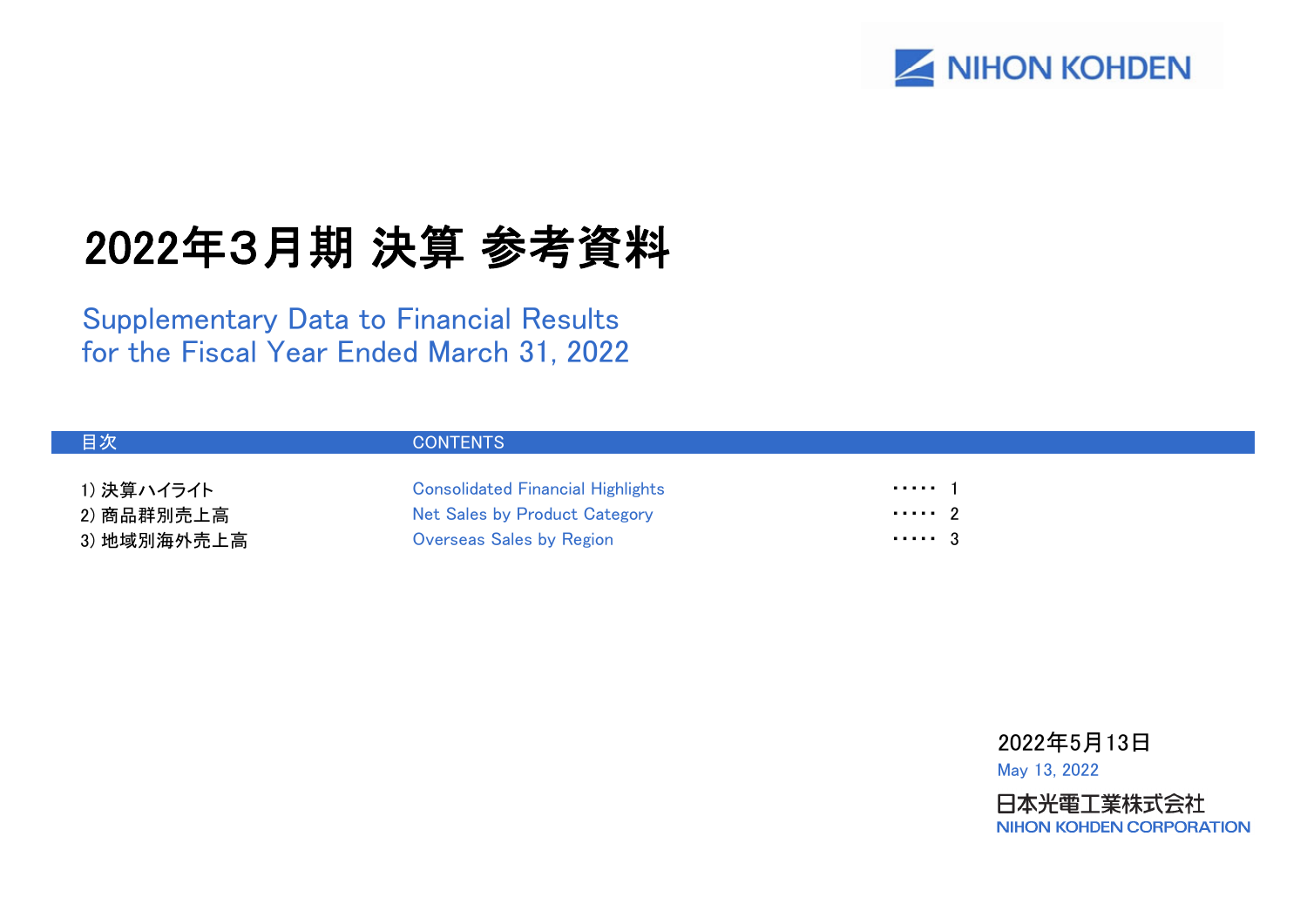NIHON KOHDEN

# 2022年3月期 決算 参考資料

## Supplementary Data to Financial Results for the Fiscal Year Ended March 31, 2022

| 目次 | CONTENTS | |
|---|---|---|
| 1) 決算ハイライト | Consolidated Financial Highlights | ・・・・・ 1 |
| 2) 商品群別売上高 | Net Sales by Product Category | ・・・・・ 2 |
| 3) 地域別海外売上高 | Overseas Sales by Region | ・・・・・ 3 |

2022年5月13日
May 13, 2022

日本光電工業株式会社
NIHON KOHDEN CORPORATION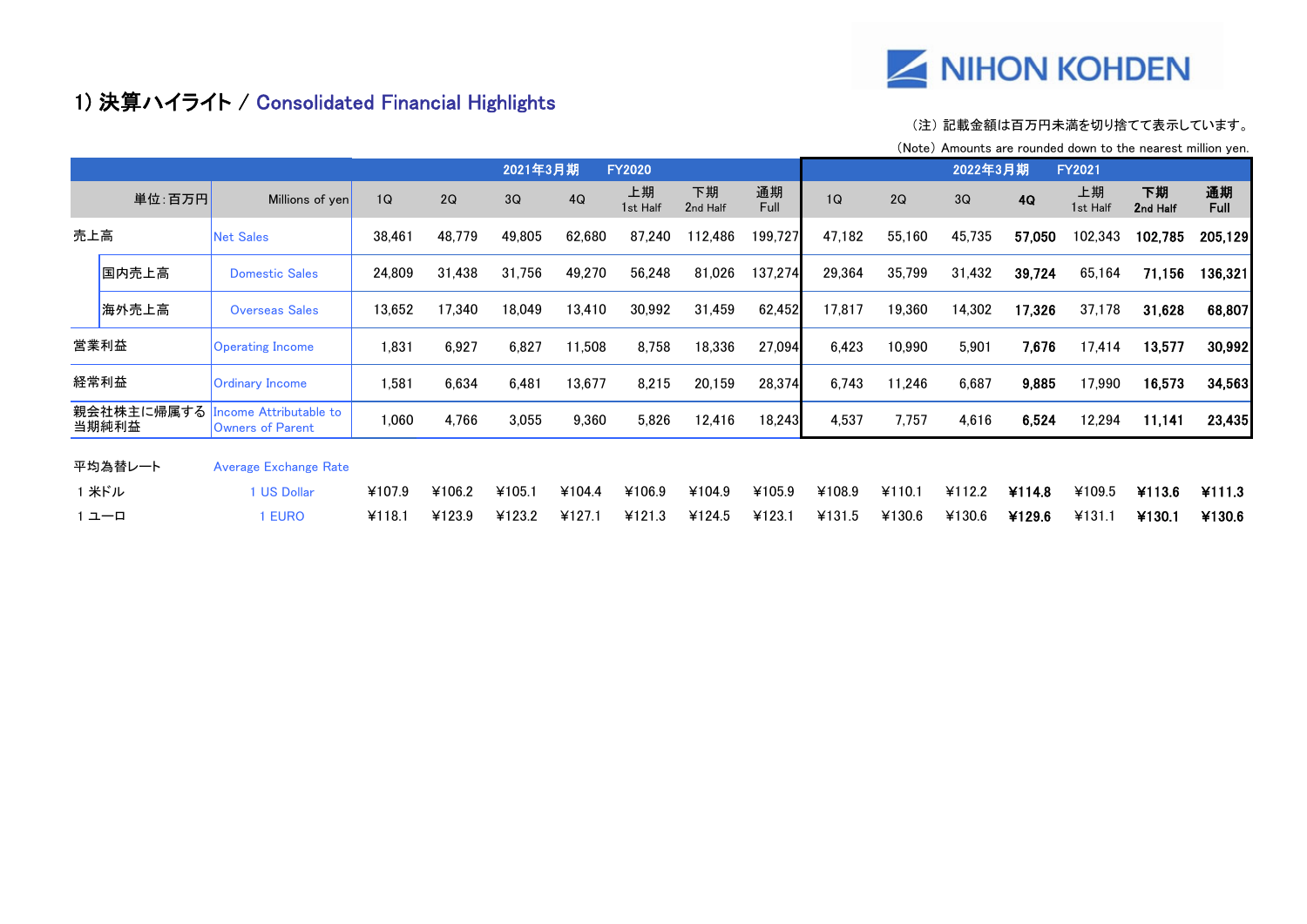NIHON KOHDEN

# 1) 決算ハイライト / Consolidated Financial Highlights

（注）記載金額は百万円未満を切り捨てて表示しています。
（Note）Amounts are rounded down to the nearest million yen.

| 単位：百万円 | Millions of yen | 2021年3月期 FY2020 1Q | 2Q | 3Q | 4Q | 上期 1st Half | 下期 2nd Half | 通期 Full | 2022年3月期 FY2021 1Q | 2Q | 3Q | 4Q | 上期 1st Half | 下期 2nd Half | 通期 Full |
|---|---|---|---|---|---|---|---|---|---|---|---|---|---|---|---|
| 売上高 | Net Sales | 38,461 | 48,779 | 49,805 | 62,680 | 87,240 | 112,486 | 199,727 | 47,182 | 55,160 | 45,735 | **57,050** | 102,343 | **102,785** | **205,129** |
| 国内売上高 | Domestic Sales | 24,809 | 31,438 | 31,756 | 49,270 | 56,248 | 81,026 | 137,274 | 29,364 | 35,799 | 31,432 | **39,724** | 65,164 | **71,156** | **136,321** |
| 海外売上高 | Overseas Sales | 13,652 | 17,340 | 18,049 | 13,410 | 30,992 | 31,459 | 62,452 | 17,817 | 19,360 | 14,302 | **17,326** | 37,178 | **31,628** | **68,807** |
| 営業利益 | Operating Income | 1,831 | 6,927 | 6,827 | 11,508 | 8,758 | 18,336 | 27,094 | 6,423 | 10,990 | 5,901 | **7,676** | 17,414 | **13,577** | **30,992** |
| 経常利益 | Ordinary Income | 1,581 | 6,634 | 6,481 | 13,677 | 8,215 | 20,159 | 28,374 | 6,743 | 11,246 | 6,687 | **9,885** | 17,990 | **16,573** | **34,563** |
| 親会社株主に帰属する当期純利益 | Income Attributable to Owners of Parent | 1,060 | 4,766 | 3,055 | 9,360 | 5,826 | 12,416 | 18,243 | 4,537 | 7,757 | 4,616 | **6,524** | 12,294 | **11,141** | **23,435** |
| 平均為替レート | Average Exchange Rate | | | | | | | | | | | | | | |
| 1 米ドル | 1 US Dollar | ¥107.9 | ¥106.2 | ¥105.1 | ¥104.4 | ¥106.9 | ¥104.9 | ¥105.9 | ¥108.9 | ¥110.1 | ¥112.2 | **¥114.8** | ¥109.5 | **¥113.6** | **¥111.3** |
| 1 ユーロ | 1 EURO | ¥118.1 | ¥123.9 | ¥123.2 | ¥127.1 | ¥121.3 | ¥124.5 | ¥123.1 | ¥131.5 | ¥130.6 | ¥130.6 | **¥129.6** | ¥131.1 | **¥130.1** | **¥130.6** |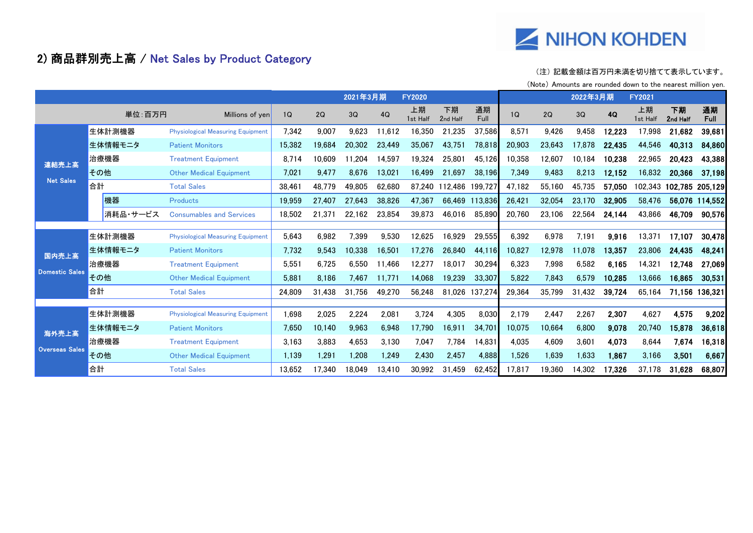## 2) 商品群別売上高 / Net Sales by Product Category

（注）記載金額は百万円未満を切り捨てて表示しています。
(Note) Amounts are rounded down to the nearest million yen.

| | | | 2021年3月期 FY2020 | | | | | | | 2022年3月期 FY2021 | | | | | | |
|---|---|---|---|---|---|---|---|---|---|---|---|---|---|---|---|---|
| | 単位:百万円 | Millions of yen | 1Q | 2Q | 3Q | 4Q | 上期 1st Half | 下期 2nd Half | 通期 Full | 1Q | 2Q | 3Q | 4Q | 上期 1st Half | 下期 2nd Half | 通期 Full |
| 連結売上高 Net Sales | 生体計測機器 | Physiological Measuring Equipment | 7,342 | 9,007 | 9,623 | 11,612 | 16,350 | 21,235 | 37,586 | 8,571 | 9,426 | 9,458 | 12,223 | 17,998 | 21,682 | 39,681 |
| | 生体情報モニタ | Patient Monitors | 15,382 | 19,684 | 20,302 | 23,449 | 35,067 | 43,751 | 78,818 | 20,903 | 23,643 | 17,878 | 22,435 | 44,546 | 40,313 | 84,860 |
| | 治療機器 | Treatment Equipment | 8,714 | 10,609 | 11,204 | 14,597 | 19,324 | 25,801 | 45,126 | 10,358 | 12,607 | 10,184 | 10,238 | 22,965 | 20,423 | 43,388 |
| | その他 | Other Medical Equipment | 7,021 | 9,477 | 8,676 | 13,021 | 16,499 | 21,697 | 38,196 | 7,349 | 9,483 | 8,213 | 12,152 | 16,832 | 20,366 | 37,198 |
| | 合計 | Total Sales | 38,461 | 48,779 | 49,805 | 62,680 | 87,240 | 112,486 | 199,727 | 47,182 | 55,160 | 45,735 | 57,050 | 102,343 | 102,785 | 205,129 |
| | 機器 | Products | 19,959 | 27,407 | 27,643 | 38,826 | 47,367 | 66,469 | 113,836 | 26,421 | 32,054 | 23,170 | 32,905 | 58,476 | 56,076 | 114,552 |
| | 消耗品・サービス | Consumables and Services | 18,502 | 21,371 | 22,162 | 23,854 | 39,873 | 46,016 | 85,890 | 20,760 | 23,106 | 22,564 | 24,144 | 43,866 | 46,709 | 90,576 |
| 国内売上高 Domestic Sales | 生体計測機器 | Physiological Measuring Equipment | 5,643 | 6,982 | 7,399 | 9,530 | 12,625 | 16,929 | 29,555 | 6,392 | 6,978 | 7,191 | 9,916 | 13,371 | 17,107 | 30,478 |
| | 生体情報モニタ | Patient Monitors | 7,732 | 9,543 | 10,338 | 16,501 | 17,276 | 26,840 | 44,116 | 10,827 | 12,978 | 11,078 | 13,357 | 23,806 | 24,435 | 48,241 |
| | 治療機器 | Treatment Equipment | 5,551 | 6,725 | 6,550 | 11,466 | 12,277 | 18,017 | 30,294 | 6,323 | 7,998 | 6,582 | 6,165 | 14,321 | 12,748 | 27,069 |
| | その他 | Other Medical Equipment | 5,881 | 8,186 | 7,467 | 11,771 | 14,068 | 19,239 | 33,307 | 5,822 | 7,843 | 6,579 | 10,285 | 13,666 | 16,865 | 30,531 |
| | 合計 | Total Sales | 24,809 | 31,438 | 31,756 | 49,270 | 56,248 | 81,026 | 137,274 | 29,364 | 35,799 | 31,432 | 39,724 | 65,164 | 71,156 | 136,321 |
| 海外売上高 Overseas Sales | 生体計測機器 | Physiological Measuring Equipment | 1,698 | 2,025 | 2,224 | 2,081 | 3,724 | 4,305 | 8,030 | 2,179 | 2,447 | 2,267 | 2,307 | 4,627 | 4,575 | 9,202 |
| | 生体情報モニタ | Patient Monitors | 7,650 | 10,140 | 9,963 | 6,948 | 17,790 | 16,911 | 34,701 | 10,075 | 10,664 | 6,800 | 9,078 | 20,740 | 15,878 | 36,618 |
| | 治療機器 | Treatment Equipment | 3,163 | 3,883 | 4,653 | 3,130 | 7,047 | 7,784 | 14,831 | 4,035 | 4,609 | 3,601 | 4,073 | 8,644 | 7,674 | 16,318 |
| | その他 | Other Medical Equipment | 1,139 | 1,291 | 1,208 | 1,249 | 2,430 | 2,457 | 4,888 | 1,526 | 1,639 | 1,633 | 1,867 | 3,166 | 3,501 | 6,667 |
| | 合計 | Total Sales | 13,652 | 17,340 | 18,049 | 13,410 | 30,992 | 31,459 | 62,452 | 17,817 | 19,360 | 14,302 | 17,326 | 37,178 | 31,628 | 68,807 |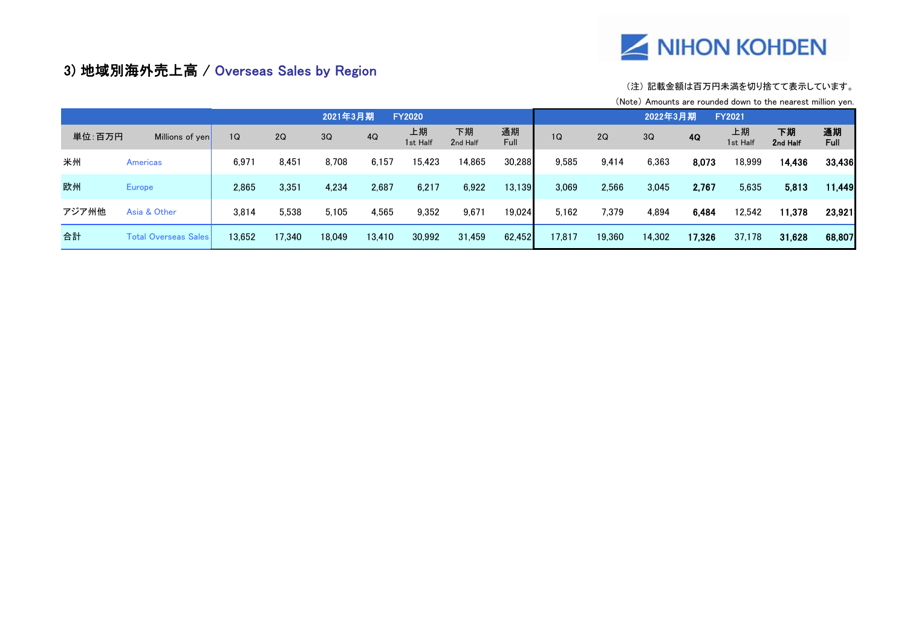## 3) 地域別海外売上高 / Overseas Sales by Region

（注）記載金額は百万円未満を切り捨てて表示しています。

（Note）Amounts are rounded down to the nearest million yen.

| | | 2021年3月期 FY2020 | | | | | | | 2022年3月期 FY2021 | | | | | | |
|---|---|---|---|---|---|---|---|---|---|---|---|---|---|---|---|
| 単位:百万円 | Millions of yen | 1Q | 2Q | 3Q | 4Q | 上期 1st Half | 下期 2nd Half | 通期 Full | 1Q | 2Q | 3Q | **4Q** | 上期 1st Half | **下期 2nd Half** | **通期 Full** |
| 米州 | Americas | 6,971 | 8,451 | 8,708 | 6,157 | 15,423 | 14,865 | 30,288 | 9,585 | 9,414 | 6,363 | **8,073** | 18,999 | **14,436** | **33,436** |
| 欧州 | Europe | 2,865 | 3,351 | 4,234 | 2,687 | 6,217 | 6,922 | 13,139 | 3,069 | 2,566 | 3,045 | **2,767** | 5,635 | **5,813** | **11,449** |
| アジア州他 | Asia & Other | 3,814 | 5,538 | 5,105 | 4,565 | 9,352 | 9,671 | 19,024 | 5,162 | 7,379 | 4,894 | **6,484** | 12,542 | **11,378** | **23,921** |
| 合計 | Total Overseas Sales | 13,652 | 17,340 | 18,049 | 13,410 | 30,992 | 31,459 | 62,452 | 17,817 | 19,360 | 14,302 | **17,326** | 37,178 | **31,628** | **68,807** |